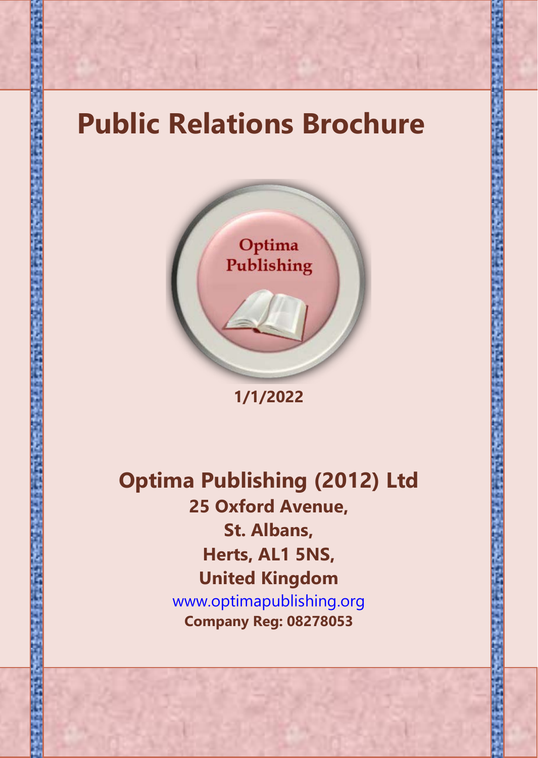# Public Relations Brochure

Optima
Publishing

**1/1/2022**

## Optima Publishing (2012) Ltd

**25 Oxford Avenue,**
**St. Albans,**
**Herts, AL1 5NS,**
**United Kingdom**

www.optimapublishing.org

**Company Reg: 08278053**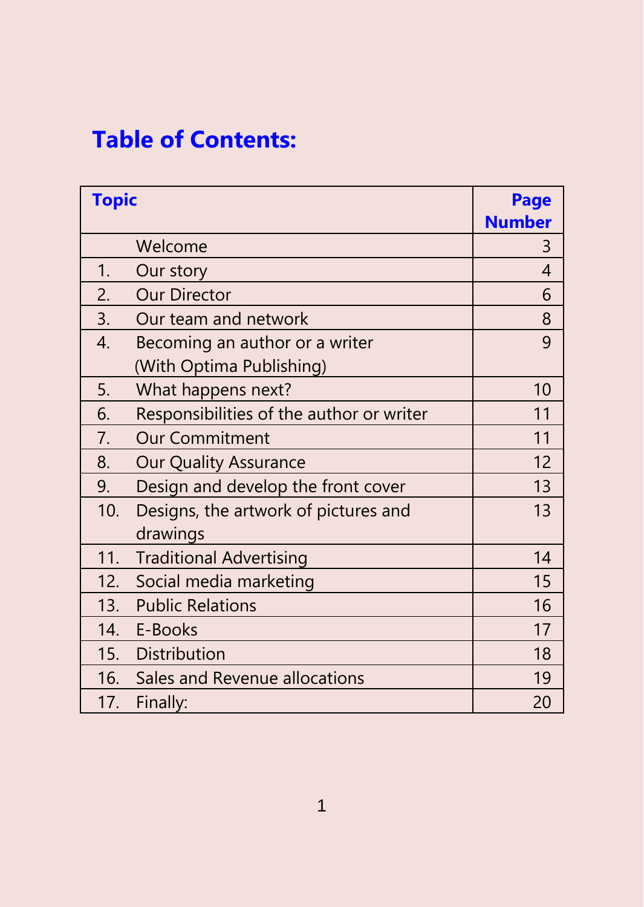## Table of Contents:

| Topic | | Page Number |
|---|---|---|
| | Welcome | 3 |
| 1. | Our story | 4 |
| 2. | Our Director | 6 |
| 3. | Our team and network | 8 |
| 4. | Becoming an author or a writer (With Optima Publishing) | 9 |
| 5. | What happens next? | 10 |
| 6. | Responsibilities of the author or writer | 11 |
| 7. | Our Commitment | 11 |
| 8. | Our Quality Assurance | 12 |
| 9. | Design and develop the front cover | 13 |
| 10. | Designs, the artwork of pictures and drawings | 13 |
| 11. | Traditional Advertising | 14 |
| 12. | Social media marketing | 15 |
| 13. | Public Relations | 16 |
| 14. | E-Books | 17 |
| 15. | Distribution | 18 |
| 16. | Sales and Revenue allocations | 19 |
| 17. | Finally: | 20 |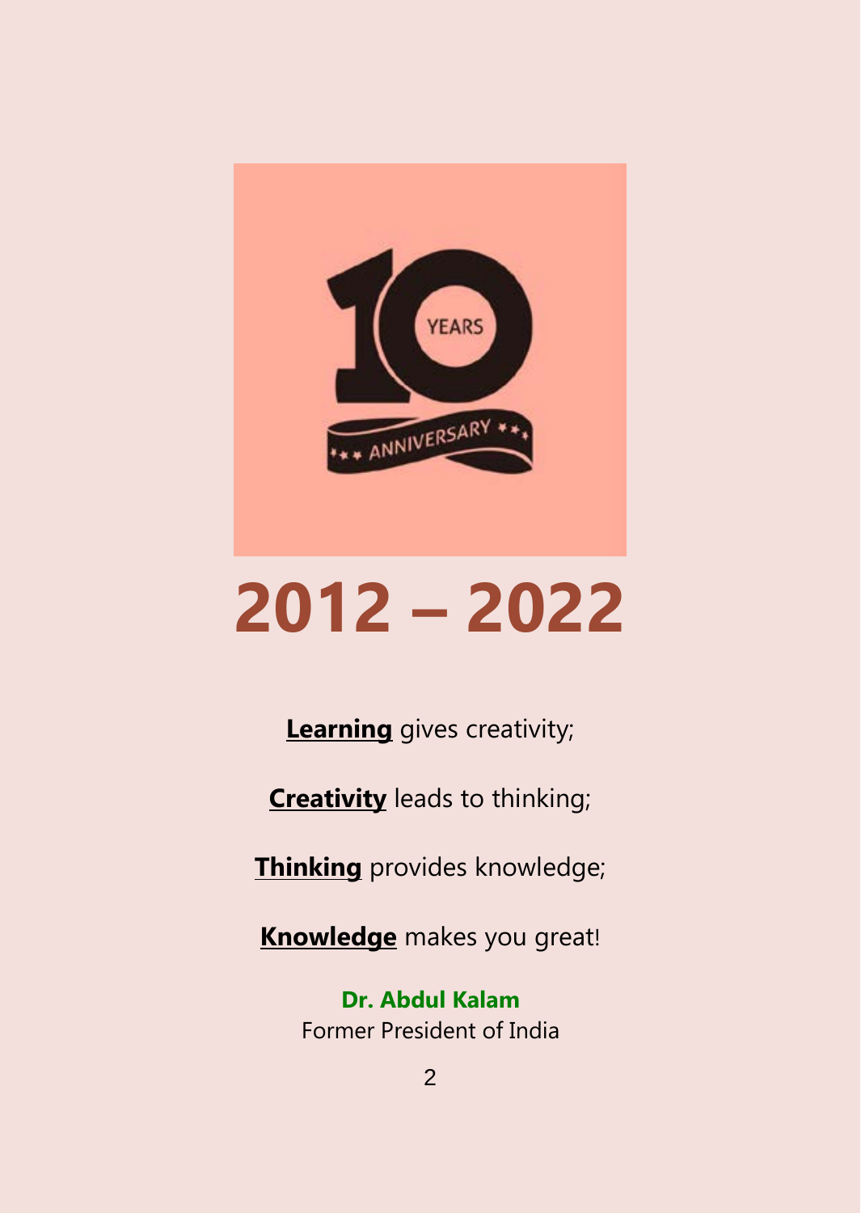# 2012 – 2022

**Learning** gives creativity;

**Creativity** leads to thinking;

**Thinking** provides knowledge;

**Knowledge** makes you great!

**Dr. Abdul Kalam**
Former President of India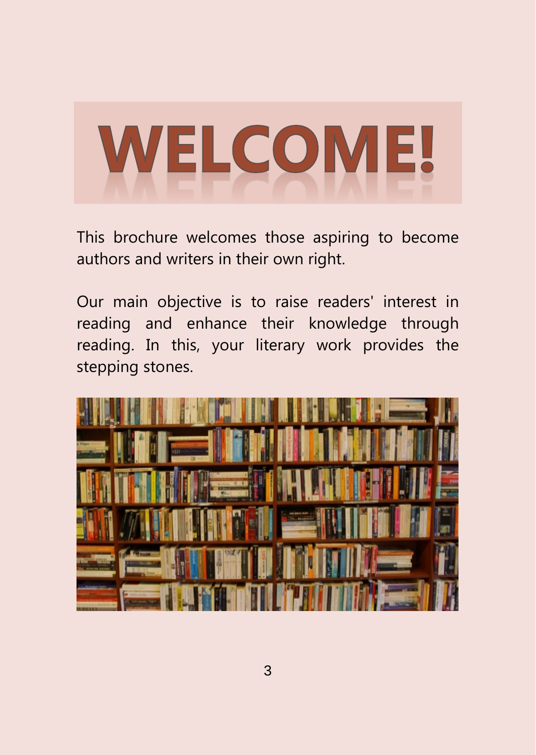# WELCOME!

This brochure welcomes those aspiring to become authors and writers in their own right.

Our main objective is to raise readers' interest in reading and enhance their knowledge through reading. In this, your literary work provides the stepping stones.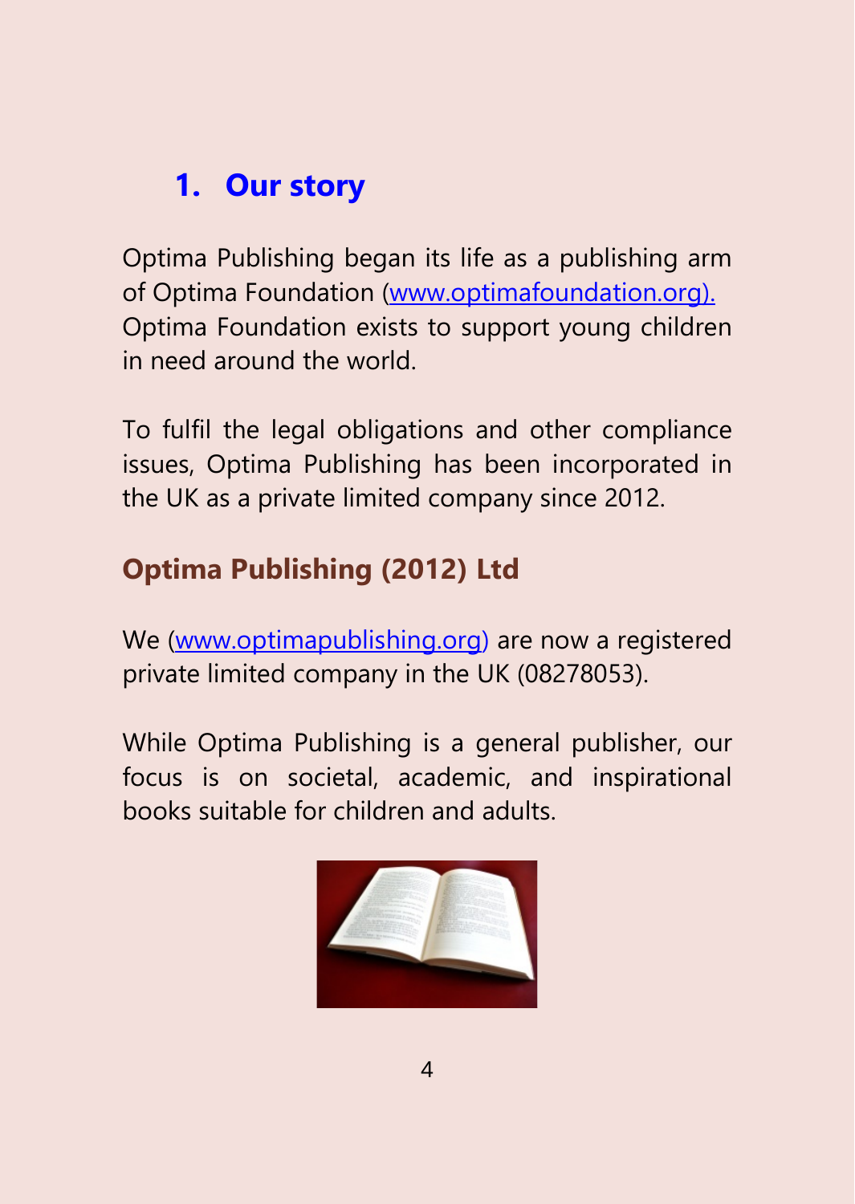# 1. Our story

Optima Publishing began its life as a publishing arm of Optima Foundation (www.optimafoundation.org). Optima Foundation exists to support young children in need around the world.

To fulfil the legal obligations and other compliance issues, Optima Publishing has been incorporated in the UK as a private limited company since 2012.

## Optima Publishing (2012) Ltd

We (www.optimapublishing.org) are now a registered private limited company in the UK (08278053).

While Optima Publishing is a general publisher, our focus is on societal, academic, and inspirational books suitable for children and adults.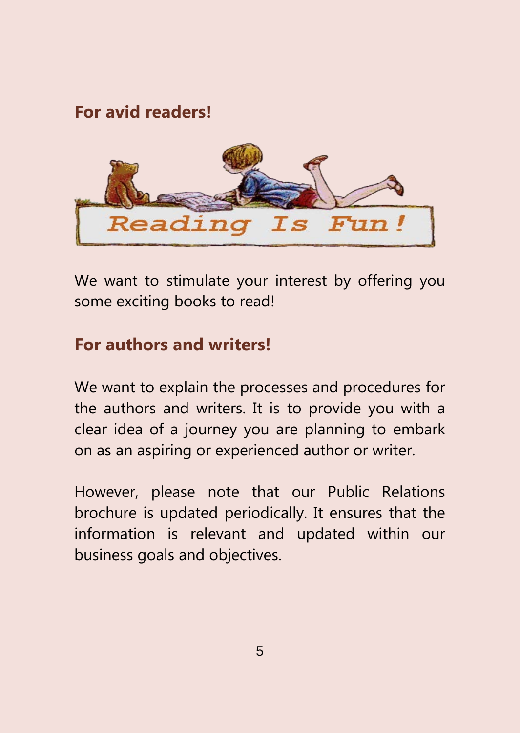## For avid readers!

We want to stimulate your interest by offering you some exciting books to read!

## For authors and writers!

We want to explain the processes and procedures for the authors and writers. It is to provide you with a clear idea of a journey you are planning to embark on as an aspiring or experienced author or writer.

However, please note that our Public Relations brochure is updated periodically. It ensures that the information is relevant and updated within our business goals and objectives.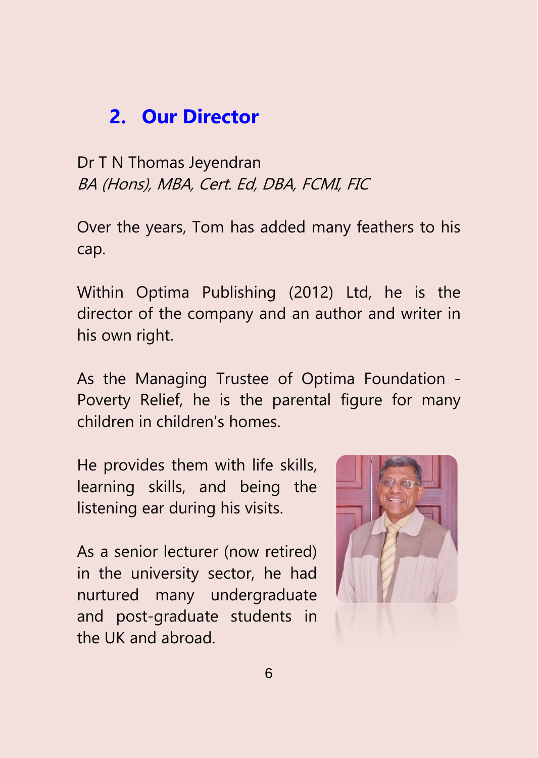## 2. Our Director

Dr T N Thomas Jeyendran
*BA (Hons), MBA, Cert. Ed, DBA, FCMI, FIC*

Over the years, Tom has added many feathers to his cap.

Within Optima Publishing (2012) Ltd, he is the director of the company and an author and writer in his own right.

As the Managing Trustee of Optima Foundation - Poverty Relief, he is the parental figure for many children in children's homes.

He provides them with life skills, learning skills, and being the listening ear during his visits.

As a senior lecturer (now retired) in the university sector, he had nurtured many undergraduate and post-graduate students in the UK and abroad.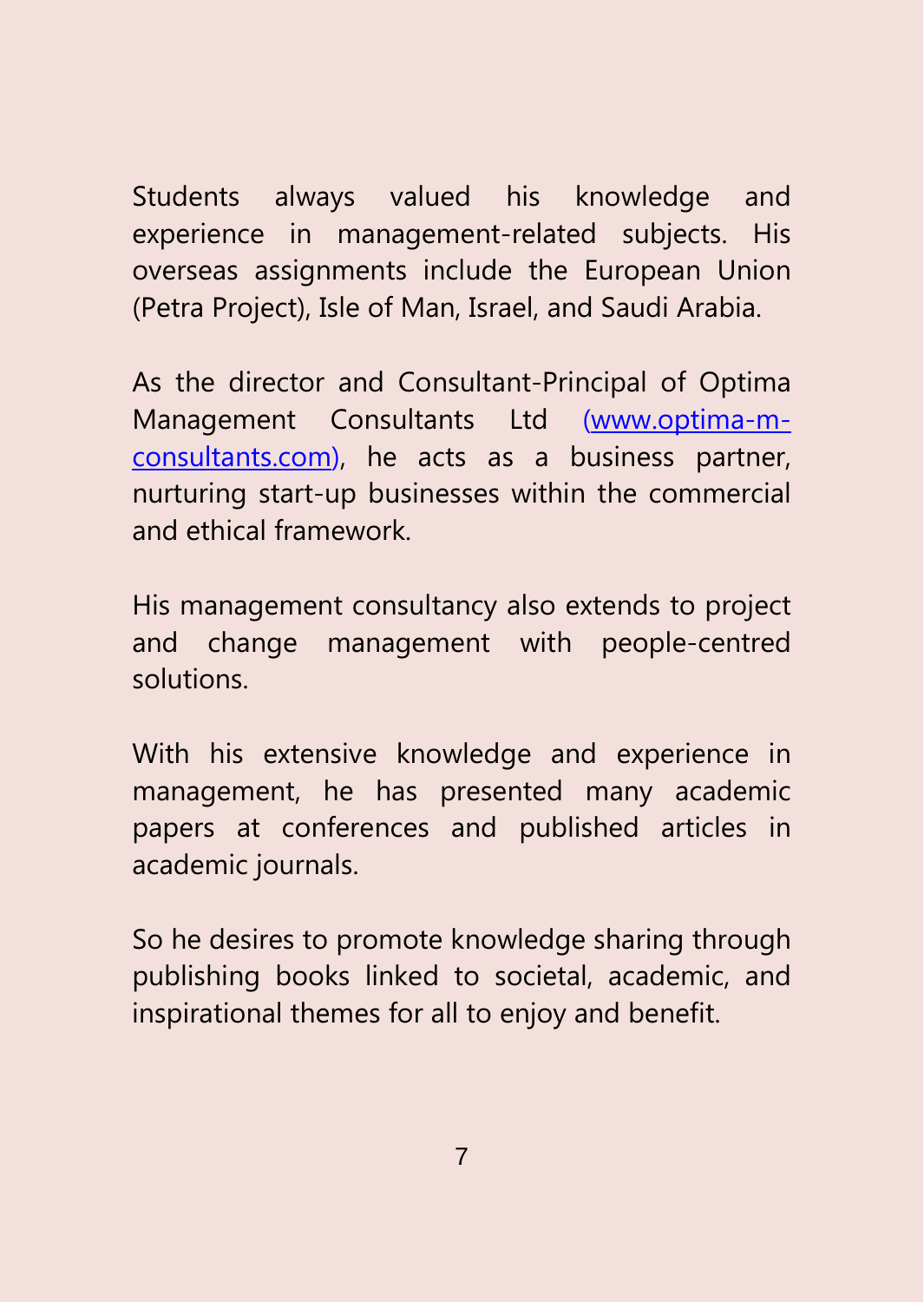Students always valued his knowledge and experience in management-related subjects. His overseas assignments include the European Union (Petra Project), Isle of Man, Israel, and Saudi Arabia.

As the director and Consultant-Principal of Optima Management Consultants Ltd (www.optima-m-consultants.com), he acts as a business partner, nurturing start-up businesses within the commercial and ethical framework.

His management consultancy also extends to project and change management with people-centred solutions.

With his extensive knowledge and experience in management, he has presented many academic papers at conferences and published articles in academic journals.

So he desires to promote knowledge sharing through publishing books linked to societal, academic, and inspirational themes for all to enjoy and benefit.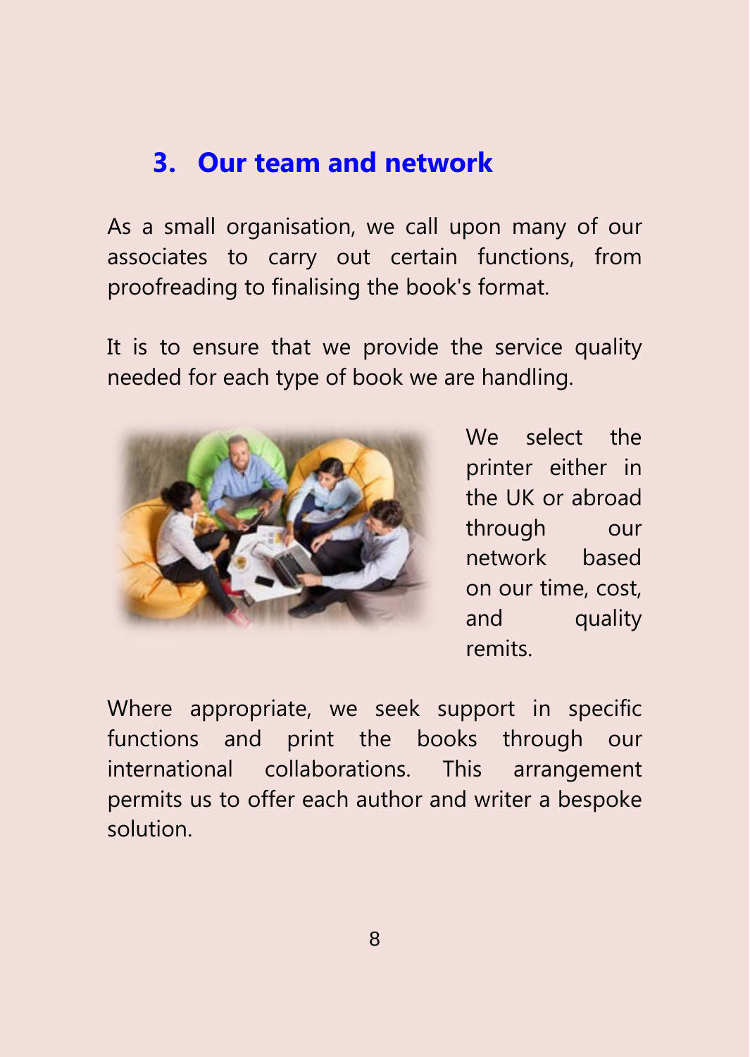## 3. Our team and network

As a small organisation, we call upon many of our associates to carry out certain functions, from proofreading to finalising the book's format.

It is to ensure that we provide the service quality needed for each type of book we are handling.

We select the printer either in the UK or abroad through our network based on our time, cost, and quality remits.

Where appropriate, we seek support in specific functions and print the books through our international collaborations. This arrangement permits us to offer each author and writer a bespoke solution.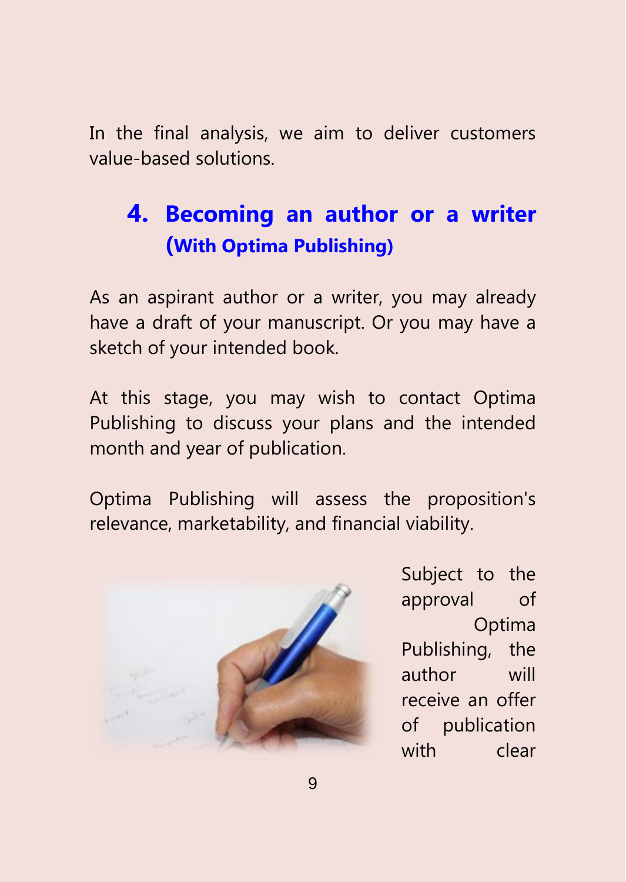In the final analysis, we aim to deliver customers value-based solutions.

## 4. Becoming an author or a writer (With Optima Publishing)

As an aspirant author or a writer, you may already have a draft of your manuscript. Or you may have a sketch of your intended book.

At this stage, you may wish to contact Optima Publishing to discuss your plans and the intended month and year of publication.

Optima Publishing will assess the proposition's relevance, marketability, and financial viability.

Subject to the approval of Optima Publishing, the author will receive an offer of publication with clear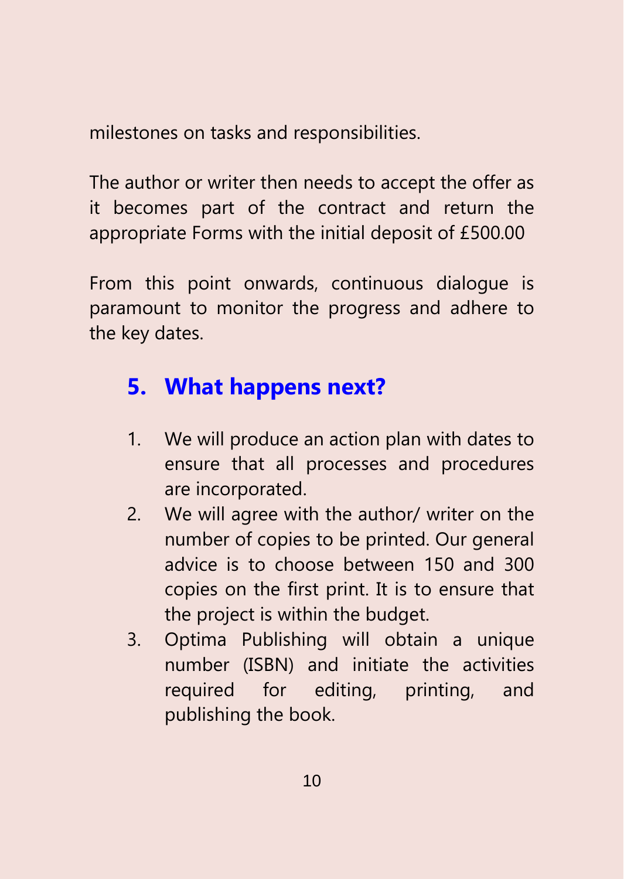milestones on tasks and responsibilities.

The author or writer then needs to accept the offer as it becomes part of the contract and return the appropriate Forms with the initial deposit of £500.00

From this point onwards, continuous dialogue is paramount to monitor the progress and adhere to the key dates.

## 5. What happens next?

1. We will produce an action plan with dates to ensure that all processes and procedures are incorporated.
2. We will agree with the author/ writer on the number of copies to be printed. Our general advice is to choose between 150 and 300 copies on the first print. It is to ensure that the project is within the budget.
3. Optima Publishing will obtain a unique number (ISBN) and initiate the activities required for editing, printing, and publishing the book.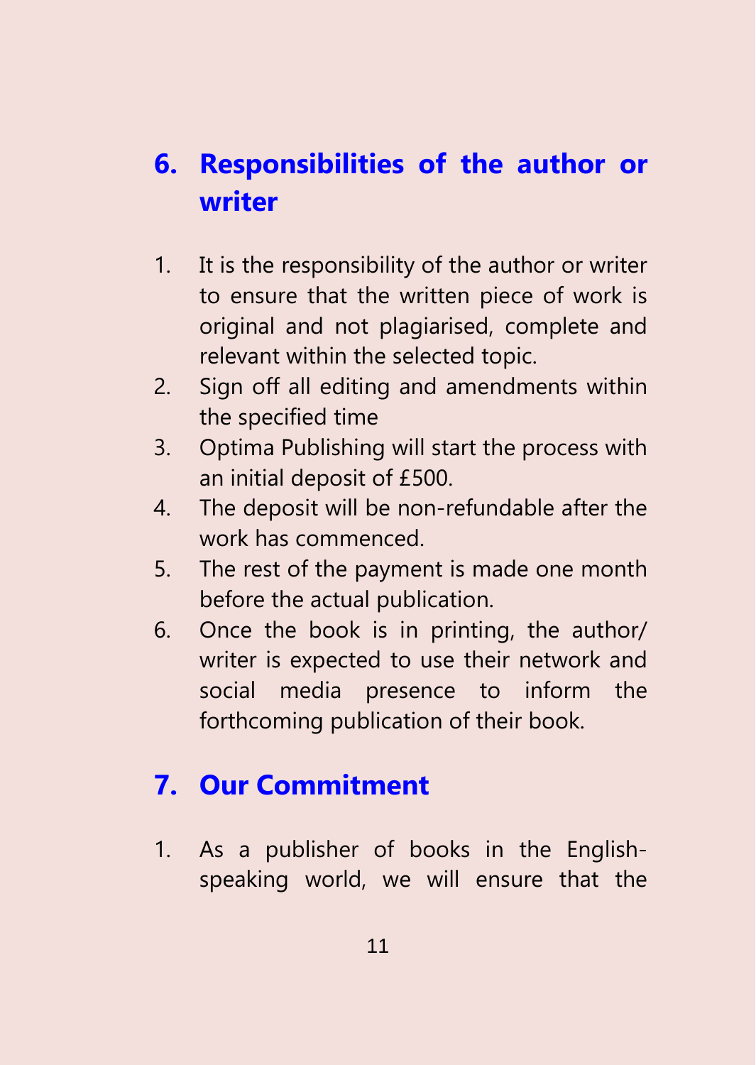## 6. Responsibilities of the author or writer

1. It is the responsibility of the author or writer to ensure that the written piece of work is original and not plagiarised, complete and relevant within the selected topic.
2. Sign off all editing and amendments within the specified time
3. Optima Publishing will start the process with an initial deposit of £500.
4. The deposit will be non-refundable after the work has commenced.
5. The rest of the payment is made one month before the actual publication.
6. Once the book is in printing, the author/ writer is expected to use their network and social media presence to inform the forthcoming publication of their book.

## 7. Our Commitment

1. As a publisher of books in the English-speaking world, we will ensure that the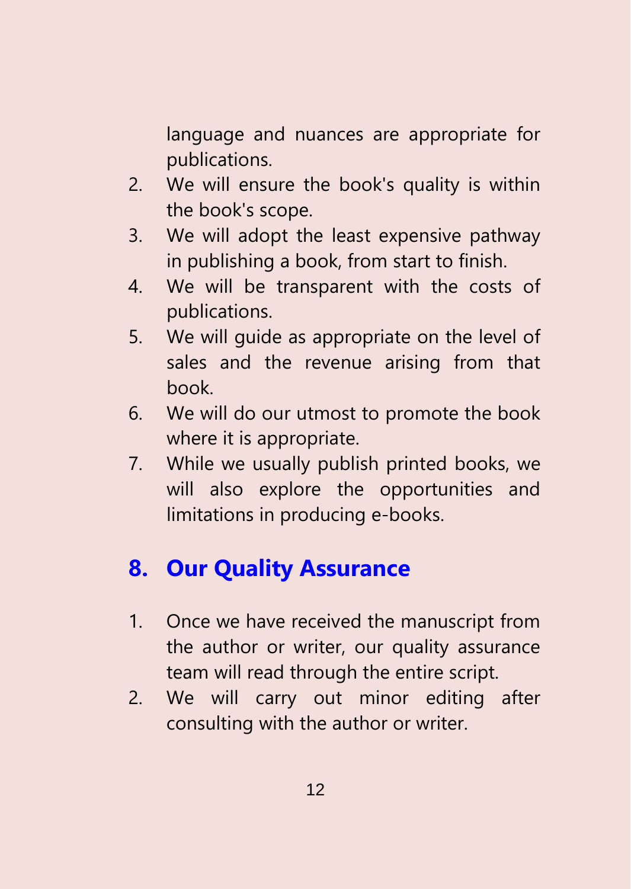language and nuances are appropriate for publications.

2. We will ensure the book's quality is within the book's scope.
3. We will adopt the least expensive pathway in publishing a book, from start to finish.
4. We will be transparent with the costs of publications.
5. We will guide as appropriate on the level of sales and the revenue arising from that book.
6. We will do our utmost to promote the book where it is appropriate.
7. While we usually publish printed books, we will also explore the opportunities and limitations in producing e-books.

## 8. Our Quality Assurance

1. Once we have received the manuscript from the author or writer, our quality assurance team will read through the entire script.
2. We will carry out minor editing after consulting with the author or writer.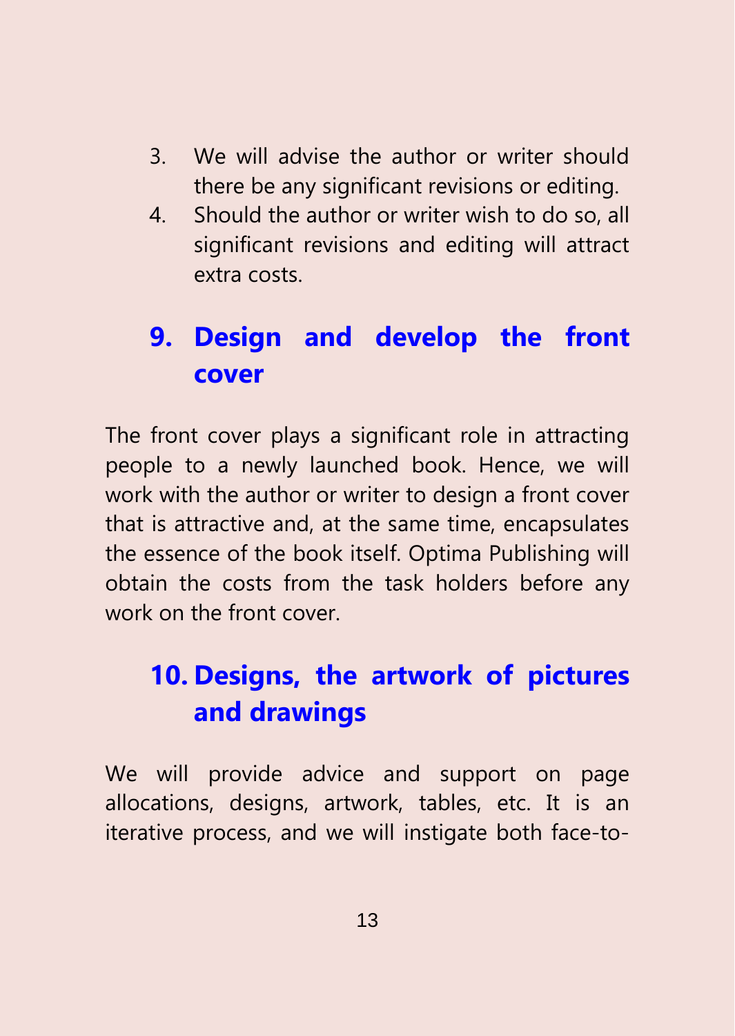3. We will advise the author or writer should there be any significant revisions or editing.
4. Should the author or writer wish to do so, all significant revisions and editing will attract extra costs.

## 9. Design and develop the front cover

The front cover plays a significant role in attracting people to a newly launched book. Hence, we will work with the author or writer to design a front cover that is attractive and, at the same time, encapsulates the essence of the book itself. Optima Publishing will obtain the costs from the task holders before any work on the front cover.

## 10. Designs, the artwork of pictures and drawings

We will provide advice and support on page allocations, designs, artwork, tables, etc. It is an iterative process, and we will instigate both face-to-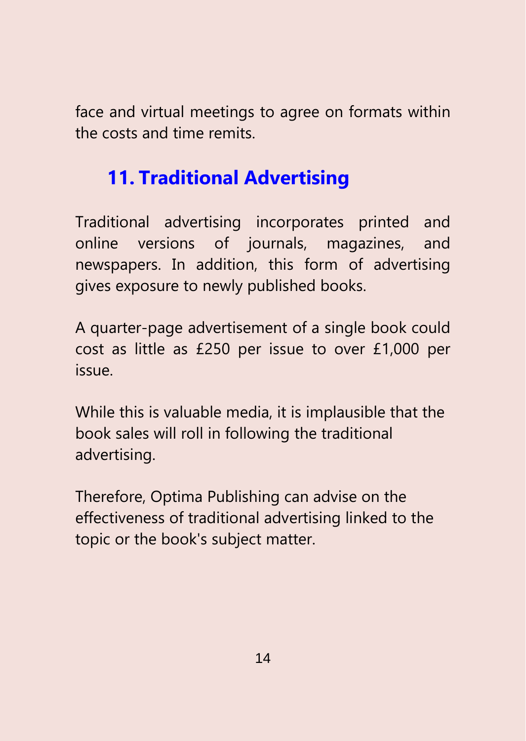face and virtual meetings to agree on formats within the costs and time remits.

## 11. Traditional Advertising

Traditional advertising incorporates printed and online versions of journals, magazines, and newspapers. In addition, this form of advertising gives exposure to newly published books.

A quarter-page advertisement of a single book could cost as little as £250 per issue to over £1,000 per issue.

While this is valuable media, it is implausible that the book sales will roll in following the traditional advertising.

Therefore, Optima Publishing can advise on the effectiveness of traditional advertising linked to the topic or the book's subject matter.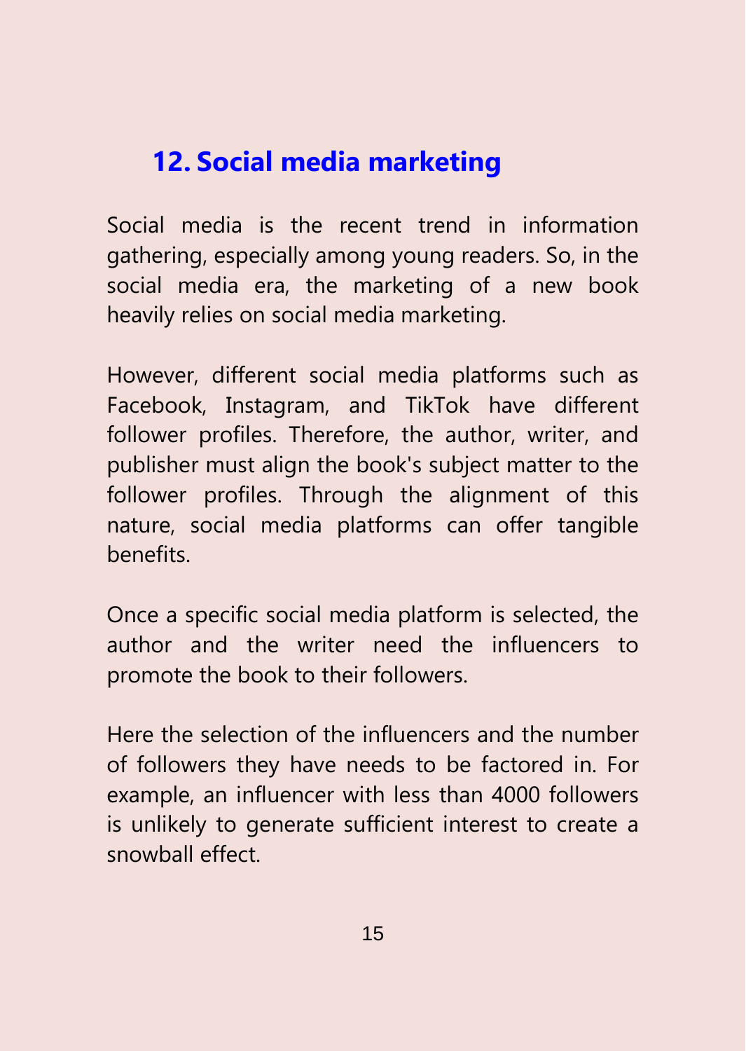## 12. Social media marketing

Social media is the recent trend in information gathering, especially among young readers. So, in the social media era, the marketing of a new book heavily relies on social media marketing.

However, different social media platforms such as Facebook, Instagram, and TikTok have different follower profiles. Therefore, the author, writer, and publisher must align the book's subject matter to the follower profiles. Through the alignment of this nature, social media platforms can offer tangible benefits.

Once a specific social media platform is selected, the author and the writer need the influencers to promote the book to their followers.

Here the selection of the influencers and the number of followers they have needs to be factored in. For example, an influencer with less than 4000 followers is unlikely to generate sufficient interest to create a snowball effect.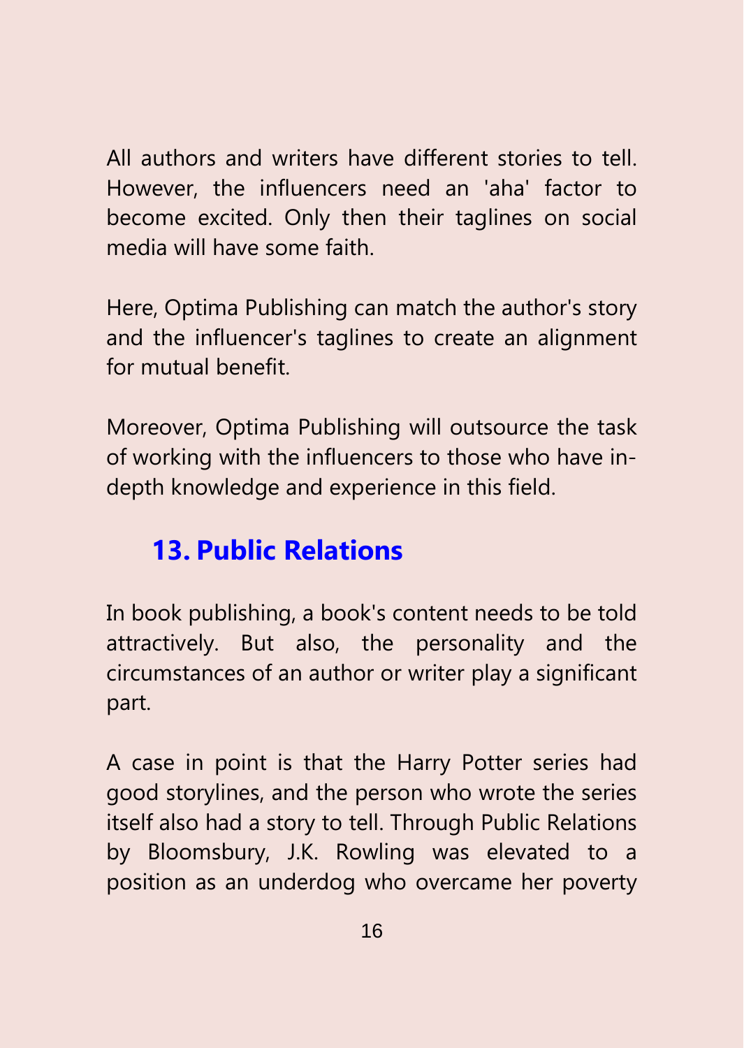All authors and writers have different stories to tell. However, the influencers need an 'aha' factor to become excited. Only then their taglines on social media will have some faith.

Here, Optima Publishing can match the author's story and the influencer's taglines to create an alignment for mutual benefit.

Moreover, Optima Publishing will outsource the task of working with the influencers to those who have in-depth knowledge and experience in this field.

## 13. Public Relations

In book publishing, a book's content needs to be told attractively. But also, the personality and the circumstances of an author or writer play a significant part.

A case in point is that the Harry Potter series had good storylines, and the person who wrote the series itself also had a story to tell. Through Public Relations by Bloomsbury, J.K. Rowling was elevated to a position as an underdog who overcame her poverty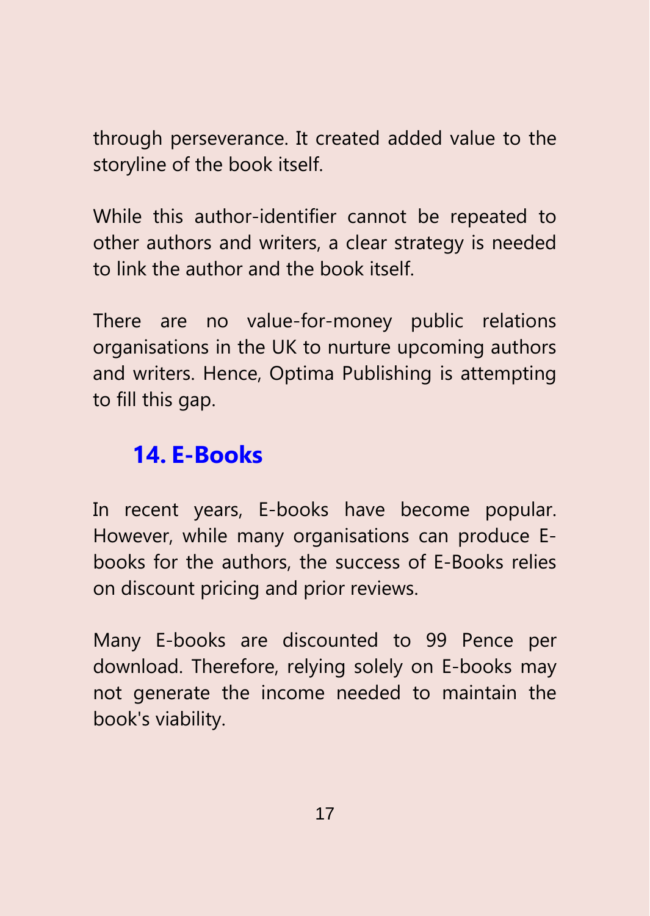through perseverance. It created added value to the storyline of the book itself.

While this author-identifier cannot be repeated to other authors and writers, a clear strategy is needed to link the author and the book itself.

There are no value-for-money public relations organisations in the UK to nurture upcoming authors and writers. Hence, Optima Publishing is attempting to fill this gap.

## 14. E-Books

In recent years, E-books have become popular. However, while many organisations can produce E-books for the authors, the success of E-Books relies on discount pricing and prior reviews.

Many E-books are discounted to 99 Pence per download. Therefore, relying solely on E-books may not generate the income needed to maintain the book's viability.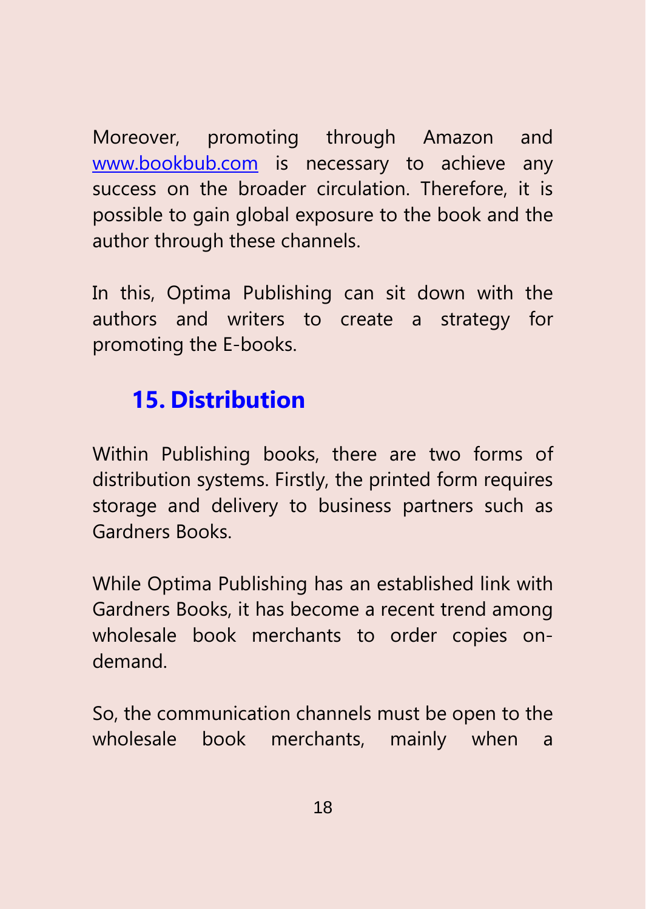Moreover, promoting through Amazon and [www.bookbub.com](http://www.bookbub.com) is necessary to achieve any success on the broader circulation. Therefore, it is possible to gain global exposure to the book and the author through these channels.

In this, Optima Publishing can sit down with the authors and writers to create a strategy for promoting the E-books.

## 15. Distribution

Within Publishing books, there are two forms of distribution systems. Firstly, the printed form requires storage and delivery to business partners such as Gardners Books.

While Optima Publishing has an established link with Gardners Books, it has become a recent trend among wholesale book merchants to order copies on-demand.

So, the communication channels must be open to the wholesale book merchants, mainly when a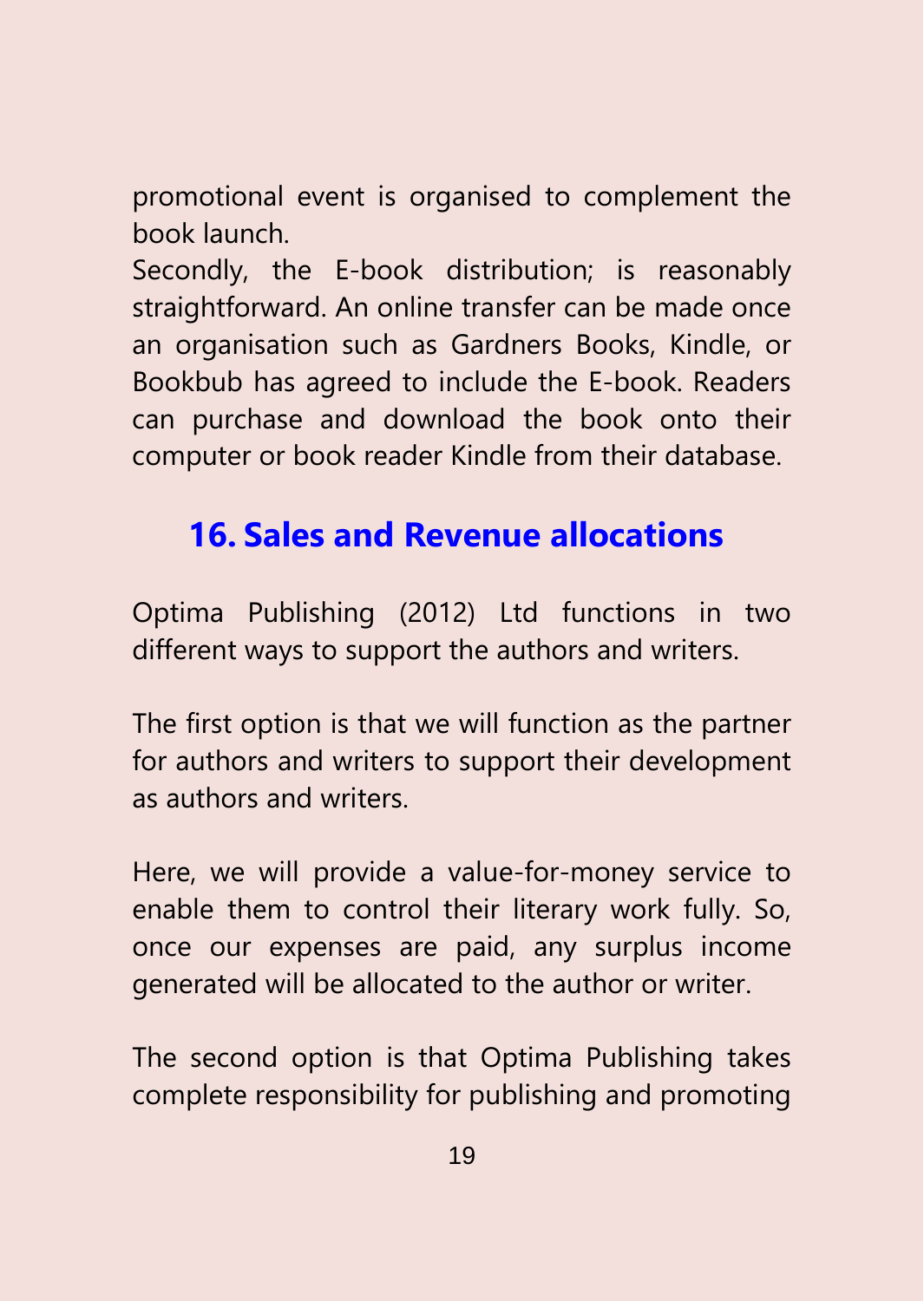promotional event is organised to complement the book launch.

Secondly, the E-book distribution; is reasonably straightforward. An online transfer can be made once an organisation such as Gardners Books, Kindle, or Bookbub has agreed to include the E-book. Readers can purchase and download the book onto their computer or book reader Kindle from their database.

## 16. Sales and Revenue allocations

Optima Publishing (2012) Ltd functions in two different ways to support the authors and writers.

The first option is that we will function as the partner for authors and writers to support their development as authors and writers.

Here, we will provide a value-for-money service to enable them to control their literary work fully. So, once our expenses are paid, any surplus income generated will be allocated to the author or writer.

The second option is that Optima Publishing takes complete responsibility for publishing and promoting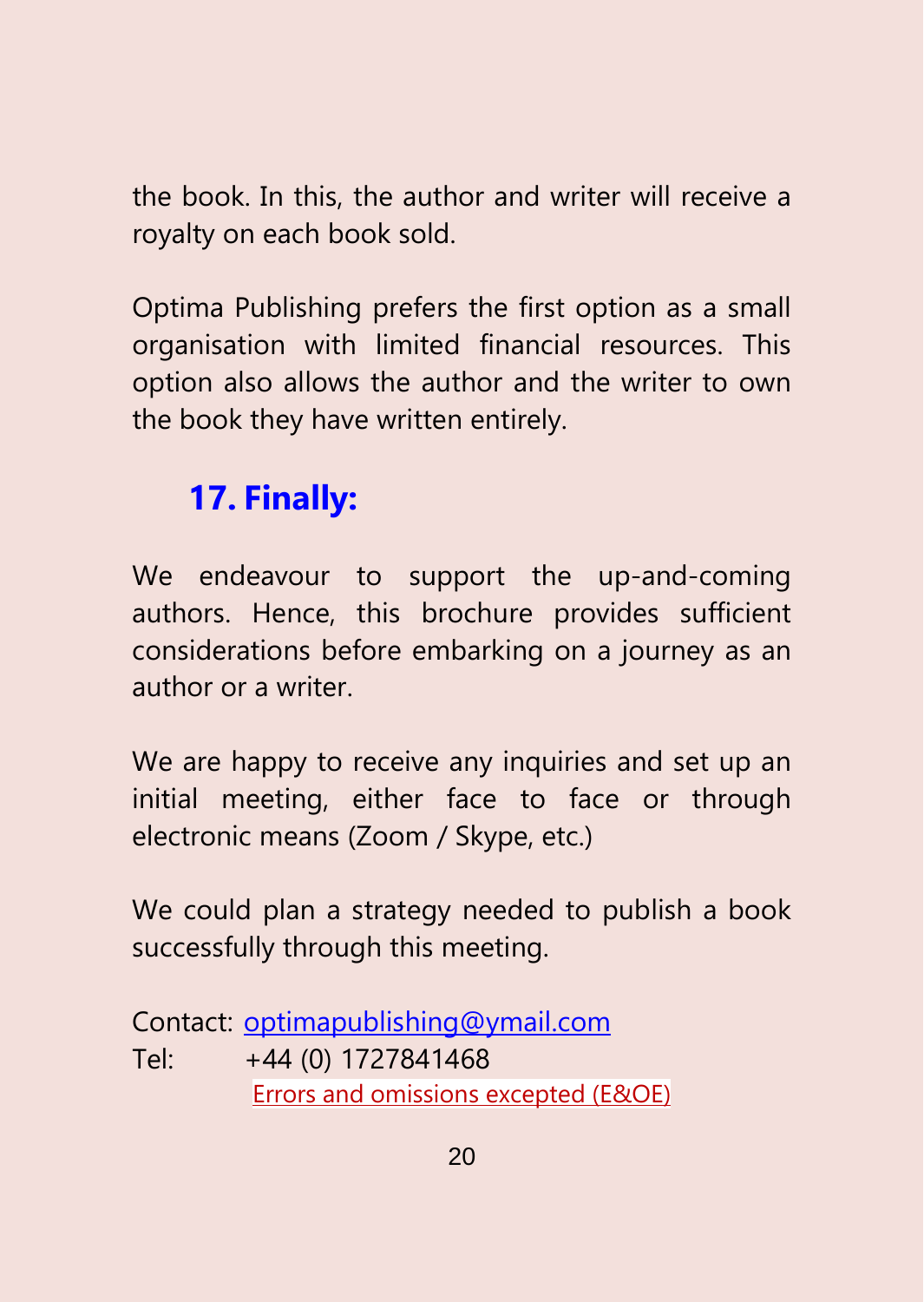the book. In this, the author and writer will receive a royalty on each book sold.

Optima Publishing prefers the first option as a small organisation with limited financial resources. This option also allows the author and the writer to own the book they have written entirely.

## 17. Finally:

We endeavour to support the up-and-coming authors. Hence, this brochure provides sufficient considerations before embarking on a journey as an author or a writer.

We are happy to receive any inquiries and set up an initial meeting, either face to face or through electronic means (Zoom / Skype, etc.)

We could plan a strategy needed to publish a book successfully through this meeting.

Contact: optimapublishing@ymail.com
Tel: +44 (0) 1727841468

Errors and omissions excepted (E&OE)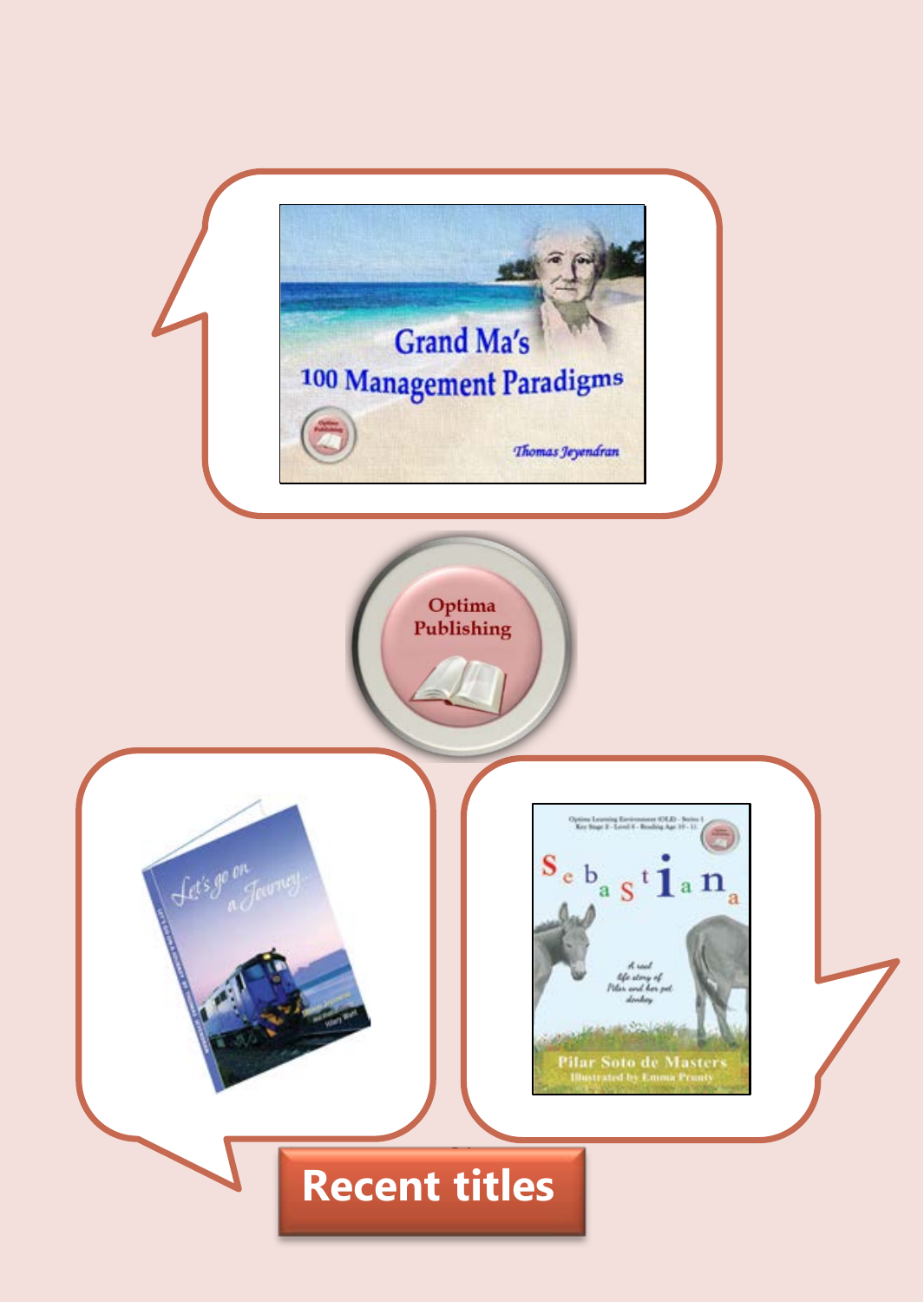Grand Ma's

100 Management Paradigms

Thomas Jeyendran

Optima Publishing

Let's go on a Journey

Optima Learning Environment (OLE) - Series 1
Key Stage 2 - Level 5 - Reading Age 10 - 11

Sebastiana

A real life story of Pilar and her pet donkey

Pilar Soto de Masters

Illustrated by Emma Prouty

**Recent titles**